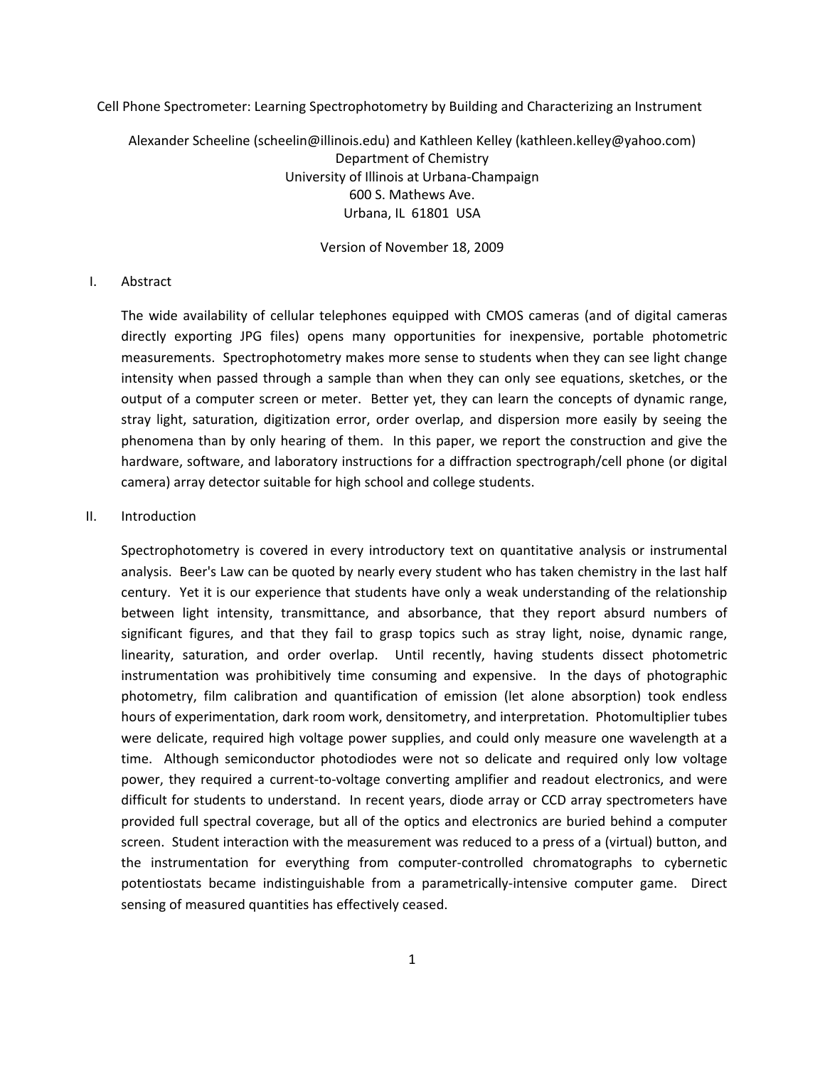# Cell Phone Spectrometer: Learning Spectrophotometry by Building and Characterizing an Instrument

Alexander Scheeline (scheelin@illinois.edu) and Kathleen Kelley (kathleen.kelley@yahoo.com)
Department of Chemistry
University of Illinois at Urbana-Champaign
600 S. Mathews Ave.
Urbana, IL 61801 USA

Version of November 18, 2009

## I. Abstract

The wide availability of cellular telephones equipped with CMOS cameras (and of digital cameras directly exporting JPG files) opens many opportunities for inexpensive, portable photometric measurements. Spectrophotometry makes more sense to students when they can see light change intensity when passed through a sample than when they can only see equations, sketches, or the output of a computer screen or meter. Better yet, they can learn the concepts of dynamic range, stray light, saturation, digitization error, order overlap, and dispersion more easily by seeing the phenomena than by only hearing of them. In this paper, we report the construction and give the hardware, software, and laboratory instructions for a diffraction spectrograph/cell phone (or digital camera) array detector suitable for high school and college students.

## II. Introduction

Spectrophotometry is covered in every introductory text on quantitative analysis or instrumental analysis. Beer's Law can be quoted by nearly every student who has taken chemistry in the last half century. Yet it is our experience that students have only a weak understanding of the relationship between light intensity, transmittance, and absorbance, that they report absurd numbers of significant figures, and that they fail to grasp topics such as stray light, noise, dynamic range, linearity, saturation, and order overlap. Until recently, having students dissect photometric instrumentation was prohibitively time consuming and expensive. In the days of photographic photometry, film calibration and quantification of emission (let alone absorption) took endless hours of experimentation, dark room work, densitometry, and interpretation. Photomultiplier tubes were delicate, required high voltage power supplies, and could only measure one wavelength at a time. Although semiconductor photodiodes were not so delicate and required only low voltage power, they required a current-to-voltage converting amplifier and readout electronics, and were difficult for students to understand. In recent years, diode array or CCD array spectrometers have provided full spectral coverage, but all of the optics and electronics are buried behind a computer screen. Student interaction with the measurement was reduced to a press of a (virtual) button, and the instrumentation for everything from computer-controlled chromatographs to cybernetic potentiostats became indistinguishable from a parametrically-intensive computer game. Direct sensing of measured quantities has effectively ceased.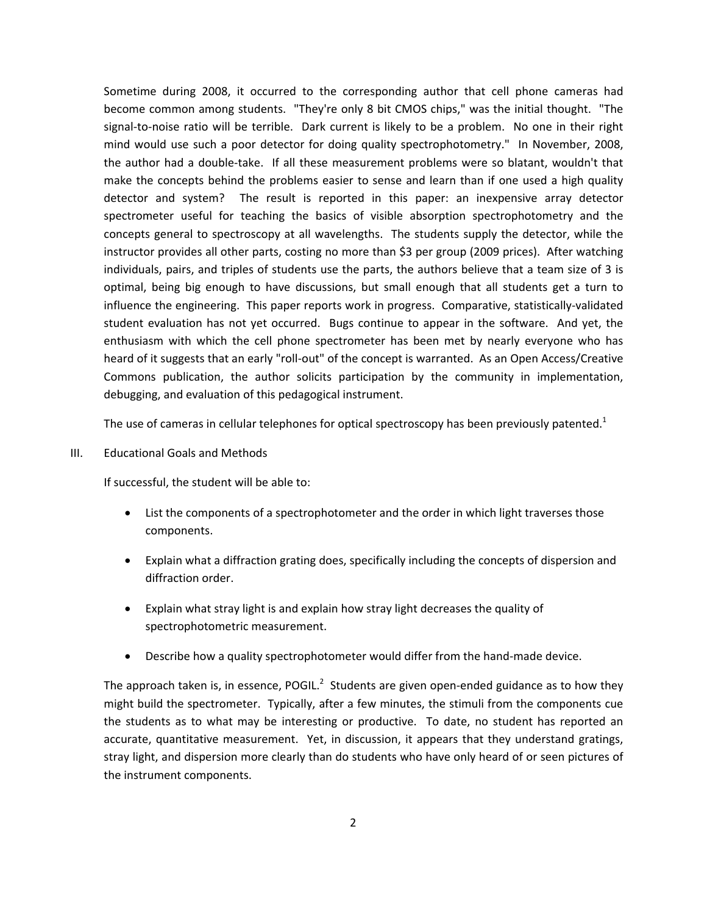Sometime during 2008, it occurred to the corresponding author that cell phone cameras had become common among students. "They're only 8 bit CMOS chips," was the initial thought. "The signal-to-noise ratio will be terrible. Dark current is likely to be a problem. No one in their right mind would use such a poor detector for doing quality spectrophotometry." In November, 2008, the author had a double-take. If all these measurement problems were so blatant, wouldn't that make the concepts behind the problems easier to sense and learn than if one used a high quality detector and system? The result is reported in this paper: an inexpensive array detector spectrometer useful for teaching the basics of visible absorption spectrophotometry and the concepts general to spectroscopy at all wavelengths. The students supply the detector, while the instructor provides all other parts, costing no more than $3 per group (2009 prices). After watching individuals, pairs, and triples of students use the parts, the authors believe that a team size of 3 is optimal, being big enough to have discussions, but small enough that all students get a turn to influence the engineering. This paper reports work in progress. Comparative, statistically-validated student evaluation has not yet occurred. Bugs continue to appear in the software. And yet, the enthusiasm with which the cell phone spectrometer has been met by nearly everyone who has heard of it suggests that an early "roll-out" of the concept is warranted. As an Open Access/Creative Commons publication, the author solicits participation by the community in implementation, debugging, and evaluation of this pedagogical instrument.

The use of cameras in cellular telephones for optical spectroscopy has been previously patented.[1]

## III. Educational Goals and Methods

If successful, the student will be able to:

- List the components of a spectrophotometer and the order in which light traverses those components.
- Explain what a diffraction grating does, specifically including the concepts of dispersion and diffraction order.
- Explain what stray light is and explain how stray light decreases the quality of spectrophotometric measurement.
- Describe how a quality spectrophotometer would differ from the hand-made device.

The approach taken is, in essence, POGIL.[2] Students are given open-ended guidance as to how they might build the spectrometer. Typically, after a few minutes, the stimuli from the components cue the students as to what may be interesting or productive. To date, no student has reported an accurate, quantitative measurement. Yet, in discussion, it appears that they understand gratings, stray light, and dispersion more clearly than do students who have only heard of or seen pictures of the instrument components.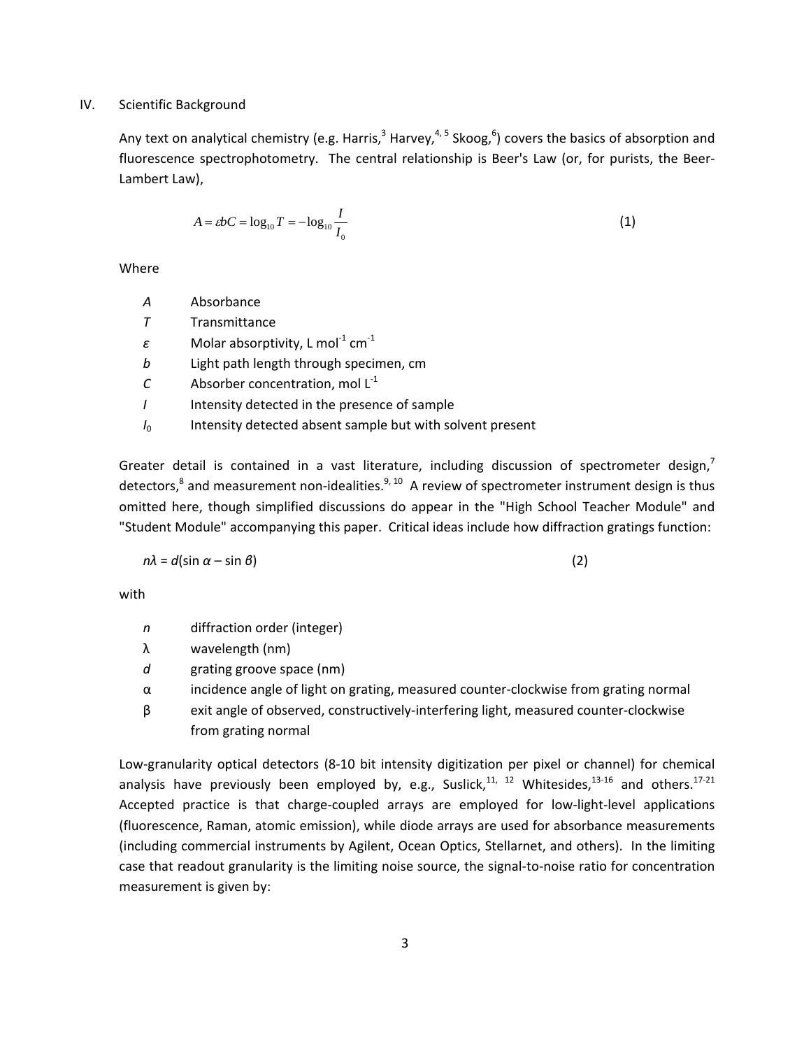## IV. Scientific Background

Any text on analytical chemistry (e.g. Harris,[3] Harvey,[4, 5] Skoog,[6]) covers the basics of absorption and fluorescence spectrophotometry. The central relationship is Beer's Law (or, for purists, the Beer-Lambert Law),

$$A = \varepsilon bC = \log_{10} T = -\log_{10} \frac{I}{I_0} \tag{1}$$

Where

- $A$ Absorbance
- $T$ Transmittance
- $\varepsilon$ Molar absorptivity, L mol$^{-1}$ cm$^{-1}$
- $b$ Light path length through specimen, cm
- $C$ Absorber concentration, mol L$^{-1}$
- $I$ Intensity detected in the presence of sample
- $I_0$ Intensity detected absent sample but with solvent present

Greater detail is contained in a vast literature, including discussion of spectrometer design,[7] detectors,[8] and measurement non-idealities.[9, 10] A review of spectrometer instrument design is thus omitted here, though simplified discussions do appear in the "High School Teacher Module" and "Student Module" accompanying this paper. Critical ideas include how diffraction gratings function:

$$n\lambda = d(\sin \alpha - \sin \beta) \tag{2}$$

with

- $n$ diffraction order (integer)
- $\lambda$ wavelength (nm)
- $d$ grating groove space (nm)
- $\alpha$ incidence angle of light on grating, measured counter-clockwise from grating normal
- $\beta$ exit angle of observed, constructively-interfering light, measured counter-clockwise from grating normal

Low-granularity optical detectors (8-10 bit intensity digitization per pixel or channel) for chemical analysis have previously been employed by, e.g., Suslick,[11, 12] Whitesides,[13-16] and others.[17-21] Accepted practice is that charge-coupled arrays are employed for low-light-level applications (fluorescence, Raman, atomic emission), while diode arrays are used for absorbance measurements (including commercial instruments by Agilent, Ocean Optics, Stellarnet, and others). In the limiting case that readout granularity is the limiting noise source, the signal-to-noise ratio for concentration measurement is given by: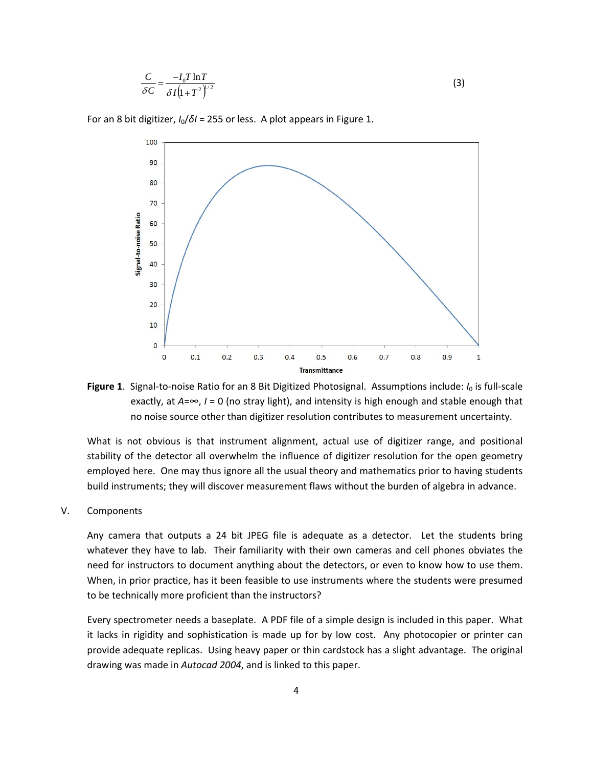$$\frac{C}{\delta C} = \frac{-I_0 T \ln T}{\delta I \left(1 + T^2\right)^{1/2}} \tag{3}$$

For an 8 bit digitizer, $I_0/\delta I$ = 255 or less. A plot appears in Figure 1.

**Figure 1**. Signal-to-noise Ratio for an 8 Bit Digitized Photosignal. Assumptions include: $I_0$ is full-scale exactly, at $A$=∞, $I$ = 0 (no stray light), and intensity is high enough and stable enough that no noise source other than digitizer resolution contributes to measurement uncertainty.

What is not obvious is that instrument alignment, actual use of digitizer range, and positional stability of the detector all overwhelm the influence of digitizer resolution for the open geometry employed here. One may thus ignore all the usual theory and mathematics prior to having students build instruments; they will discover measurement flaws without the burden of algebra in advance.

## V. Components

Any camera that outputs a 24 bit JPEG file is adequate as a detector. Let the students bring whatever they have to lab. Their familiarity with their own cameras and cell phones obviates the need for instructors to document anything about the detectors, or even to know how to use them. When, in prior practice, has it been feasible to use instruments where the students were presumed to be technically more proficient than the instructors?

Every spectrometer needs a baseplate. A PDF file of a simple design is included in this paper. What it lacks in rigidity and sophistication is made up for by low cost. Any photocopier or printer can provide adequate replicas. Using heavy paper or thin cardstock has a slight advantage. The original drawing was made in *Autocad 2004*, and is linked to this paper.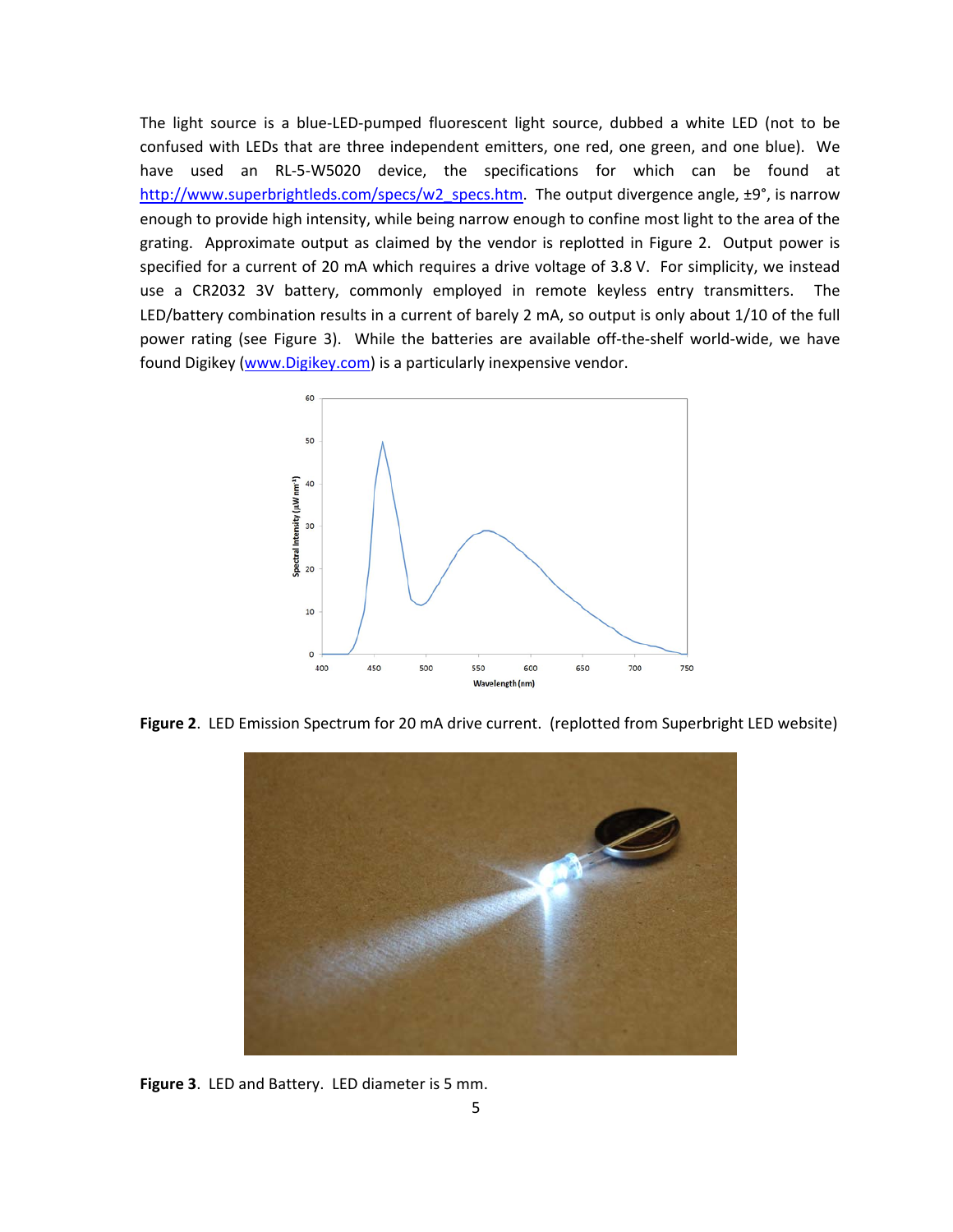The light source is a blue-LED-pumped fluorescent light source, dubbed a white LED (not to be confused with LEDs that are three independent emitters, one red, one green, and one blue). We have used an RL-5-W5020 device, the specifications for which can be found at http://www.superbrightleds.com/specs/w2_specs.htm. The output divergence angle, ±9°, is narrow enough to provide high intensity, while being narrow enough to confine most light to the area of the grating. Approximate output as claimed by the vendor is replotted in Figure 2. Output power is specified for a current of 20 mA which requires a drive voltage of 3.8 V. For simplicity, we instead use a CR2032 3V battery, commonly employed in remote keyless entry transmitters. The LED/battery combination results in a current of barely 2 mA, so output is only about 1/10 of the full power rating (see Figure 3). While the batteries are available off-the-shelf world-wide, we have found Digikey (www.Digikey.com) is a particularly inexpensive vendor.

**Figure 2**. LED Emission Spectrum for 20 mA drive current. (replotted from Superbright LED website)

**Figure 3**. LED and Battery. LED diameter is 5 mm.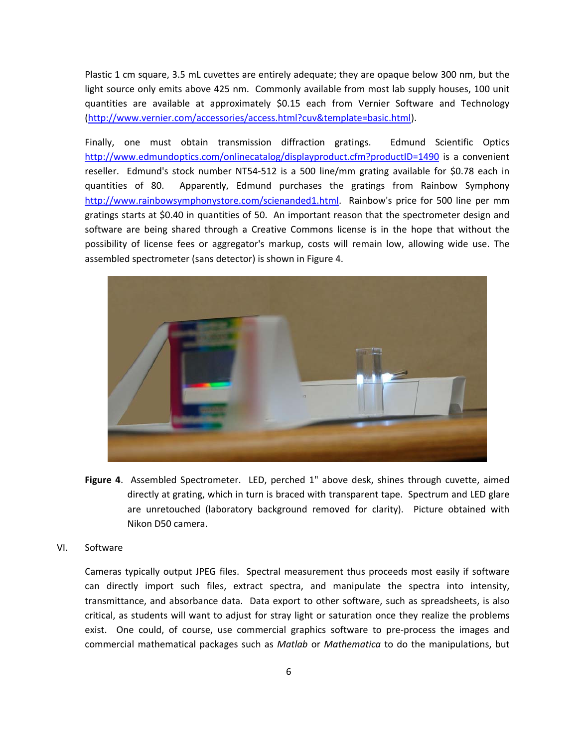Plastic 1 cm square, 3.5 mL cuvettes are entirely adequate; they are opaque below 300 nm, but the light source only emits above 425 nm. Commonly available from most lab supply houses, 100 unit quantities are available at approximately $0.15 each from Vernier Software and Technology (http://www.vernier.com/accessories/access.html?cuv&template=basic.html).

Finally, one must obtain transmission diffraction gratings. Edmund Scientific Optics http://www.edmundoptics.com/onlinecatalog/displayproduct.cfm?productID=1490 is a convenient reseller. Edmund's stock number NT54-512 is a 500 line/mm grating available for $0.78 each in quantities of 80. Apparently, Edmund purchases the gratings from Rainbow Symphony http://www.rainbowsymphonystore.com/scienanded1.html. Rainbow's price for 500 line per mm gratings starts at $0.40 in quantities of 50. An important reason that the spectrometer design and software are being shared through a Creative Commons license is in the hope that without the possibility of license fees or aggregator's markup, costs will remain low, allowing wide use. The assembled spectrometer (sans detector) is shown in Figure 4.

**Figure 4**. Assembled Spectrometer. LED, perched 1" above desk, shines through cuvette, aimed directly at grating, which in turn is braced with transparent tape. Spectrum and LED glare are unretouched (laboratory background removed for clarity). Picture obtained with Nikon D50 camera.

## VI. Software

Cameras typically output JPEG files. Spectral measurement thus proceeds most easily if software can directly import such files, extract spectra, and manipulate the spectra into intensity, transmittance, and absorbance data. Data export to other software, such as spreadsheets, is also critical, as students will want to adjust for stray light or saturation once they realize the problems exist. One could, of course, use commercial graphics software to pre-process the images and commercial mathematical packages such as *Matlab* or *Mathematica* to do the manipulations, but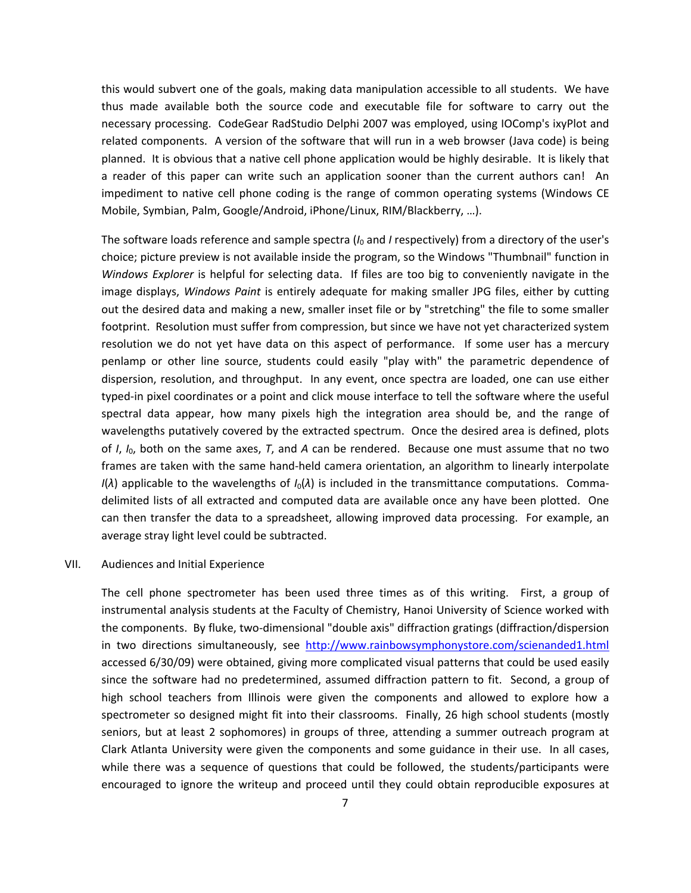this would subvert one of the goals, making data manipulation accessible to all students. We have thus made available both the source code and executable file for software to carry out the necessary processing. CodeGear RadStudio Delphi 2007 was employed, using IOComp's ixyPlot and related components. A version of the software that will run in a web browser (Java code) is being planned. It is obvious that a native cell phone application would be highly desirable. It is likely that a reader of this paper can write such an application sooner than the current authors can! An impediment to native cell phone coding is the range of common operating systems (Windows CE Mobile, Symbian, Palm, Google/Android, iPhone/Linux, RIM/Blackberry, …).

The software loads reference and sample spectra ($I_0$ and $I$ respectively) from a directory of the user's choice; picture preview is not available inside the program, so the Windows "Thumbnail" function in *Windows Explorer* is helpful for selecting data. If files are too big to conveniently navigate in the image displays, *Windows Paint* is entirely adequate for making smaller JPG files, either by cutting out the desired data and making a new, smaller inset file or by "stretching" the file to some smaller footprint. Resolution must suffer from compression, but since we have not yet characterized system resolution we do not yet have data on this aspect of performance. If some user has a mercury penlamp or other line source, students could easily "play with" the parametric dependence of dispersion, resolution, and throughput. In any event, once spectra are loaded, one can use either typed-in pixel coordinates or a point and click mouse interface to tell the software where the useful spectral data appear, how many pixels high the integration area should be, and the range of wavelengths putatively covered by the extracted spectrum. Once the desired area is defined, plots of $I$, $I_0$, both on the same axes, $T$, and $A$ can be rendered. Because one must assume that no two frames are taken with the same hand-held camera orientation, an algorithm to linearly interpolate $I(\lambda)$ applicable to the wavelengths of $I_0(\lambda)$ is included in the transmittance computations. Comma-delimited lists of all extracted and computed data are available once any have been plotted. One can then transfer the data to a spreadsheet, allowing improved data processing. For example, an average stray light level could be subtracted.

## VII. Audiences and Initial Experience

The cell phone spectrometer has been used three times as of this writing. First, a group of instrumental analysis students at the Faculty of Chemistry, Hanoi University of Science worked with the components. By fluke, two-dimensional "double axis" diffraction gratings (diffraction/dispersion in two directions simultaneously, see http://www.rainbowsymphonystore.com/scienanded1.html accessed 6/30/09) were obtained, giving more complicated visual patterns that could be used easily since the software had no predetermined, assumed diffraction pattern to fit. Second, a group of high school teachers from Illinois were given the components and allowed to explore how a spectrometer so designed might fit into their classrooms. Finally, 26 high school students (mostly seniors, but at least 2 sophomores) in groups of three, attending a summer outreach program at Clark Atlanta University were given the components and some guidance in their use. In all cases, while there was a sequence of questions that could be followed, the students/participants were encouraged to ignore the writeup and proceed until they could obtain reproducible exposures at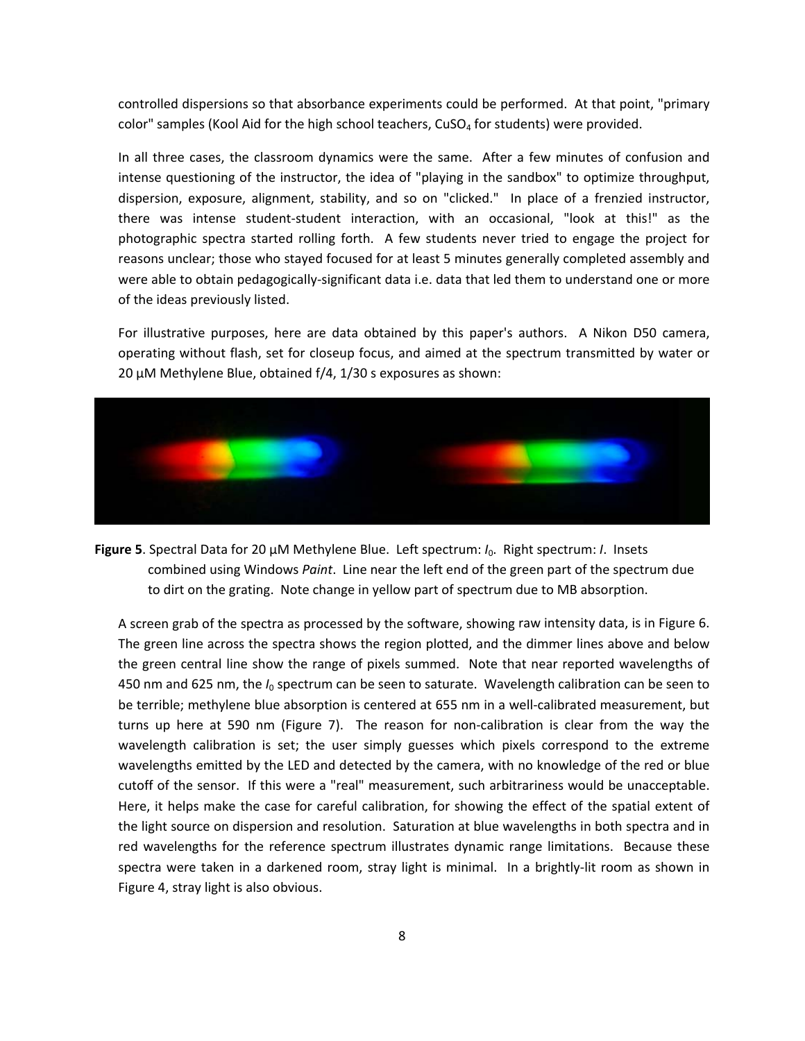controlled dispersions so that absorbance experiments could be performed. At that point, "primary color" samples (Kool Aid for the high school teachers, $CuSO_4$ for students) were provided.

In all three cases, the classroom dynamics were the same. After a few minutes of confusion and intense questioning of the instructor, the idea of "playing in the sandbox" to optimize throughput, dispersion, exposure, alignment, stability, and so on "clicked." In place of a frenzied instructor, there was intense student-student interaction, with an occasional, "look at this!" as the photographic spectra started rolling forth. A few students never tried to engage the project for reasons unclear; those who stayed focused for at least 5 minutes generally completed assembly and were able to obtain pedagogically-significant data i.e. data that led them to understand one or more of the ideas previously listed.

For illustrative purposes, here are data obtained by this paper's authors. A Nikon D50 camera, operating without flash, set for closeup focus, and aimed at the spectrum transmitted by water or 20 µM Methylene Blue, obtained f/4, 1/30 s exposures as shown:

**Figure 5**. Spectral Data for 20 µM Methylene Blue. Left spectrum: $I_0$. Right spectrum: $I$. Insets combined using Windows *Paint*. Line near the left end of the green part of the spectrum due to dirt on the grating. Note change in yellow part of spectrum due to MB absorption.

A screen grab of the spectra as processed by the software, showing raw intensity data, is in Figure 6. The green line across the spectra shows the region plotted, and the dimmer lines above and below the green central line show the range of pixels summed. Note that near reported wavelengths of 450 nm and 625 nm, the $I_0$ spectrum can be seen to saturate. Wavelength calibration can be seen to be terrible; methylene blue absorption is centered at 655 nm in a well-calibrated measurement, but turns up here at 590 nm (Figure 7). The reason for non-calibration is clear from the way the wavelength calibration is set; the user simply guesses which pixels correspond to the extreme wavelengths emitted by the LED and detected by the camera, with no knowledge of the red or blue cutoff of the sensor. If this were a "real" measurement, such arbitrariness would be unacceptable. Here, it helps make the case for careful calibration, for showing the effect of the spatial extent of the light source on dispersion and resolution. Saturation at blue wavelengths in both spectra and in red wavelengths for the reference spectrum illustrates dynamic range limitations. Because these spectra were taken in a darkened room, stray light is minimal. In a brightly-lit room as shown in Figure 4, stray light is also obvious.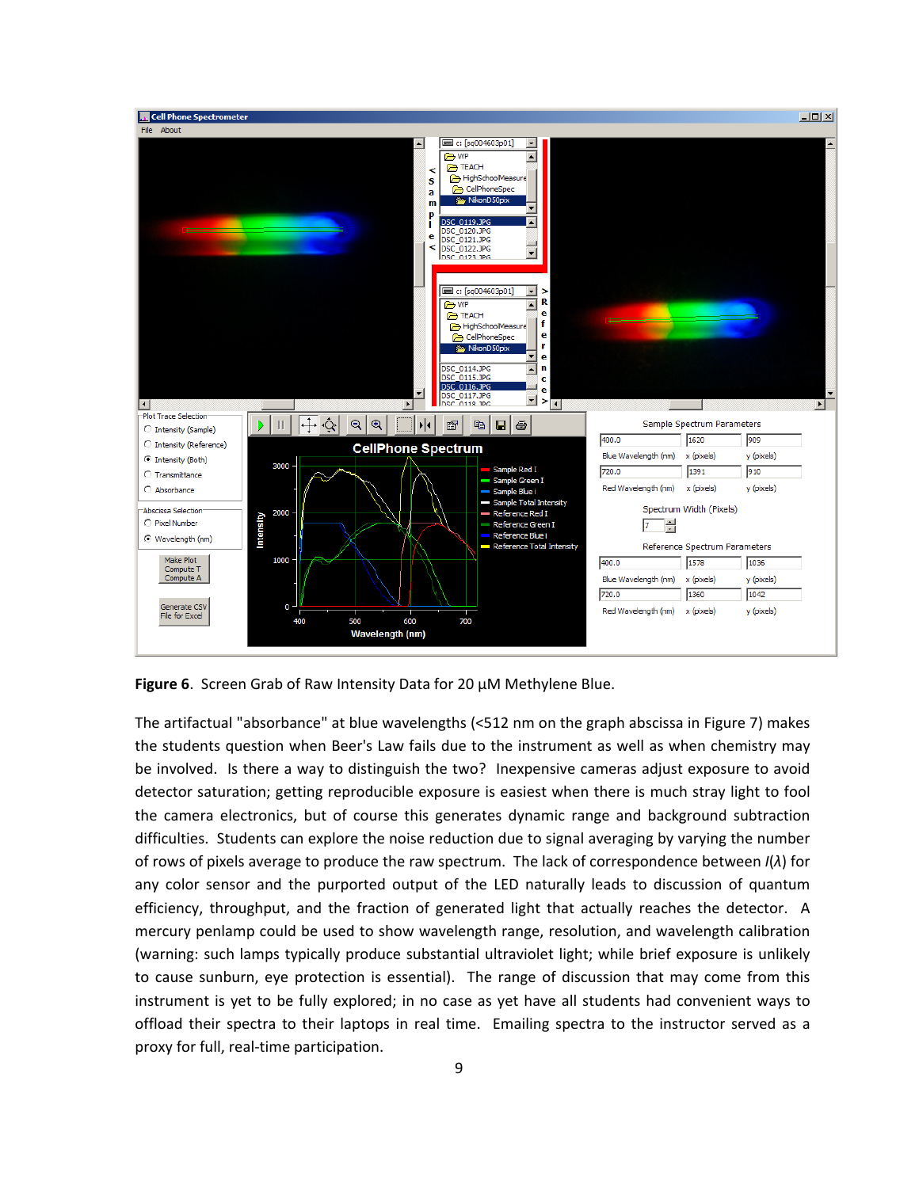**Figure 6**. Screen Grab of Raw Intensity Data for 20 µM Methylene Blue.

The artifactual "absorbance" at blue wavelengths (<512 nm on the graph abscissa in Figure 7) makes the students question when Beer's Law fails due to the instrument as well as when chemistry may be involved. Is there a way to distinguish the two? Inexpensive cameras adjust exposure to avoid detector saturation; getting reproducible exposure is easiest when there is much stray light to fool the camera electronics, but of course this generates dynamic range and background subtraction difficulties. Students can explore the noise reduction due to signal averaging by varying the number of rows of pixels average to produce the raw spectrum. The lack of correspondence between $I(\lambda)$ for any color sensor and the purported output of the LED naturally leads to discussion of quantum efficiency, throughput, and the fraction of generated light that actually reaches the detector. A mercury penlamp could be used to show wavelength range, resolution, and wavelength calibration (warning: such lamps typically produce substantial ultraviolet light; while brief exposure is unlikely to cause sunburn, eye protection is essential). The range of discussion that may come from this instrument is yet to be fully explored; in no case as yet have all students had convenient ways to offload their spectra to their laptops in real time. Emailing spectra to the instructor served as a proxy for full, real-time participation.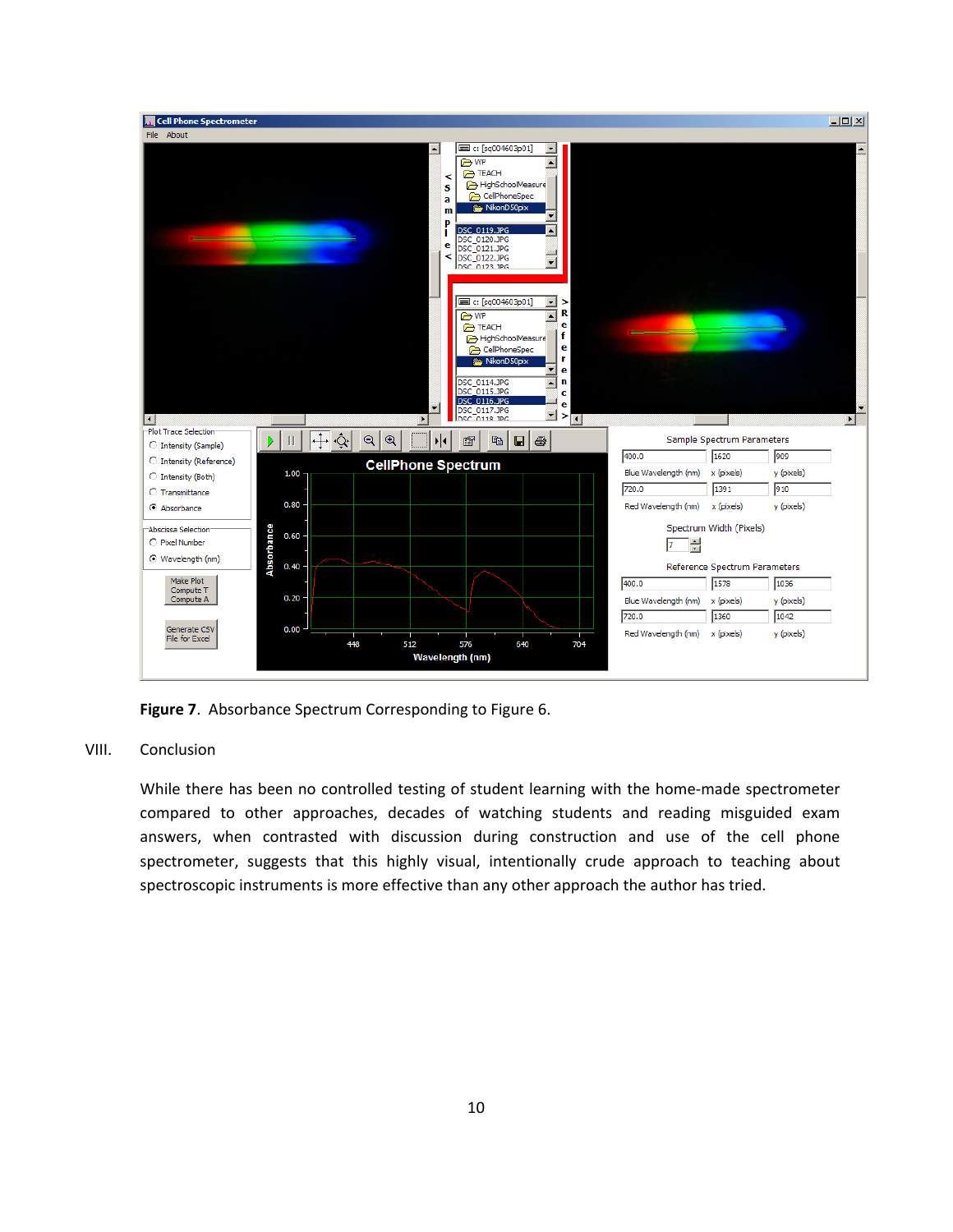**Figure 7**. Absorbance Spectrum Corresponding to Figure 6.

## VIII. Conclusion

While there has been no controlled testing of student learning with the home-made spectrometer compared to other approaches, decades of watching students and reading misguided exam answers, when contrasted with discussion during construction and use of the cell phone spectrometer, suggests that this highly visual, intentionally crude approach to teaching about spectroscopic instruments is more effective than any other approach the author has tried.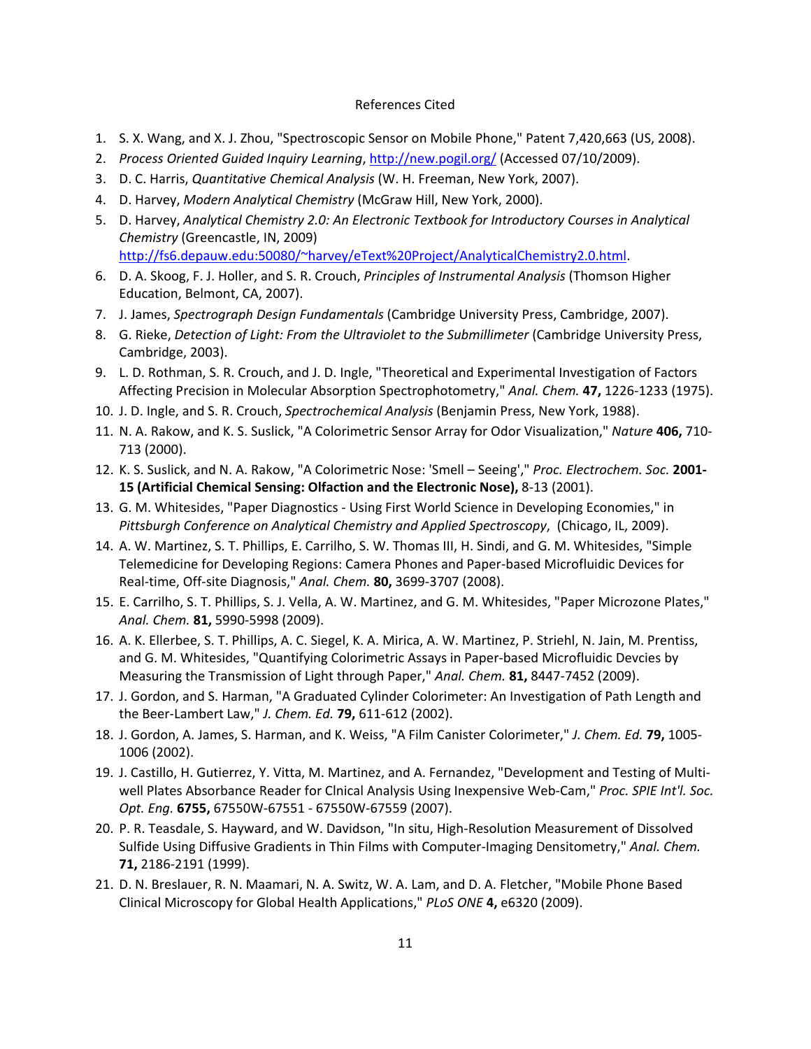References Cited

1. S. X. Wang, and X. J. Zhou, "Spectroscopic Sensor on Mobile Phone," Patent 7,420,663 (US, 2008).
2. *Process Oriented Guided Inquiry Learning*, http://new.pogil.org/ (Accessed 07/10/2009).
3. D. C. Harris, *Quantitative Chemical Analysis* (W. H. Freeman, New York, 2007).
4. D. Harvey, *Modern Analytical Chemistry* (McGraw Hill, New York, 2000).
5. D. Harvey, *Analytical Chemistry 2.0: An Electronic Textbook for Introductory Courses in Analytical Chemistry* (Greencastle, IN, 2009) http://fs6.depauw.edu:50080/~harvey/eText%20Project/AnalyticalChemistry2.0.html.
6. D. A. Skoog, F. J. Holler, and S. R. Crouch, *Principles of Instrumental Analysis* (Thomson Higher Education, Belmont, CA, 2007).
7. J. James, *Spectrograph Design Fundamentals* (Cambridge University Press, Cambridge, 2007).
8. G. Rieke, *Detection of Light: From the Ultraviolet to the Submillimeter* (Cambridge University Press, Cambridge, 2003).
9. L. D. Rothman, S. R. Crouch, and J. D. Ingle, "Theoretical and Experimental Investigation of Factors Affecting Precision in Molecular Absorption Spectrophotometry," *Anal. Chem.* **47,** 1226-1233 (1975).
10. J. D. Ingle, and S. R. Crouch, *Spectrochemical Analysis* (Benjamin Press, New York, 1988).
11. N. A. Rakow, and K. S. Suslick, "A Colorimetric Sensor Array for Odor Visualization," *Nature* **406,** 710-713 (2000).
12. K. S. Suslick, and N. A. Rakow, "A Colorimetric Nose: 'Smell – Seeing'," *Proc. Electrochem. Soc.* **2001-15 (Artificial Chemical Sensing: Olfaction and the Electronic Nose),** 8-13 (2001).
13. G. M. Whitesides, "Paper Diagnostics - Using First World Science in Developing Economies," in *Pittsburgh Conference on Analytical Chemistry and Applied Spectroscopy*, (Chicago, IL, 2009).
14. A. W. Martinez, S. T. Phillips, E. Carrilho, S. W. Thomas III, H. Sindi, and G. M. Whitesides, "Simple Telemedicine for Developing Regions: Camera Phones and Paper-based Microfluidic Devices for Real-time, Off-site Diagnosis," *Anal. Chem.* **80,** 3699-3707 (2008).
15. E. Carrilho, S. T. Phillips, S. J. Vella, A. W. Martinez, and G. M. Whitesides, "Paper Microzone Plates," *Anal. Chem.* **81,** 5990-5998 (2009).
16. A. K. Ellerbee, S. T. Phillips, A. C. Siegel, K. A. Mirica, A. W. Martinez, P. Striehl, N. Jain, M. Prentiss, and G. M. Whitesides, "Quantifying Colorimetric Assays in Paper-based Microfluidic Devcies by Measuring the Transmission of Light through Paper," *Anal. Chem.* **81,** 8447-7452 (2009).
17. J. Gordon, and S. Harman, "A Graduated Cylinder Colorimeter: An Investigation of Path Length and the Beer-Lambert Law," *J. Chem. Ed.* **79,** 611-612 (2002).
18. J. Gordon, A. James, S. Harman, and K. Weiss, "A Film Canister Colorimeter," *J. Chem. Ed.* **79,** 1005-1006 (2002).
19. J. Castillo, H. Gutierrez, Y. Vitta, M. Martinez, and A. Fernandez, "Development and Testing of Multi-well Plates Absorbance Reader for Clnical Analysis Using Inexpensive Web-Cam," *Proc. SPIE Int'l. Soc. Opt. Eng.* **6755,** 67550W-67551 - 67550W-67559 (2007).
20. P. R. Teasdale, S. Hayward, and W. Davidson, "In situ, High-Resolution Measurement of Dissolved Sulfide Using Diffusive Gradients in Thin Films with Computer-Imaging Densitometry," *Anal. Chem.* **71,** 2186-2191 (1999).
21. D. N. Breslauer, R. N. Maamari, N. A. Switz, W. A. Lam, and D. A. Fletcher, "Mobile Phone Based Clinical Microscopy for Global Health Applications," *PLoS ONE* **4,** e6320 (2009).